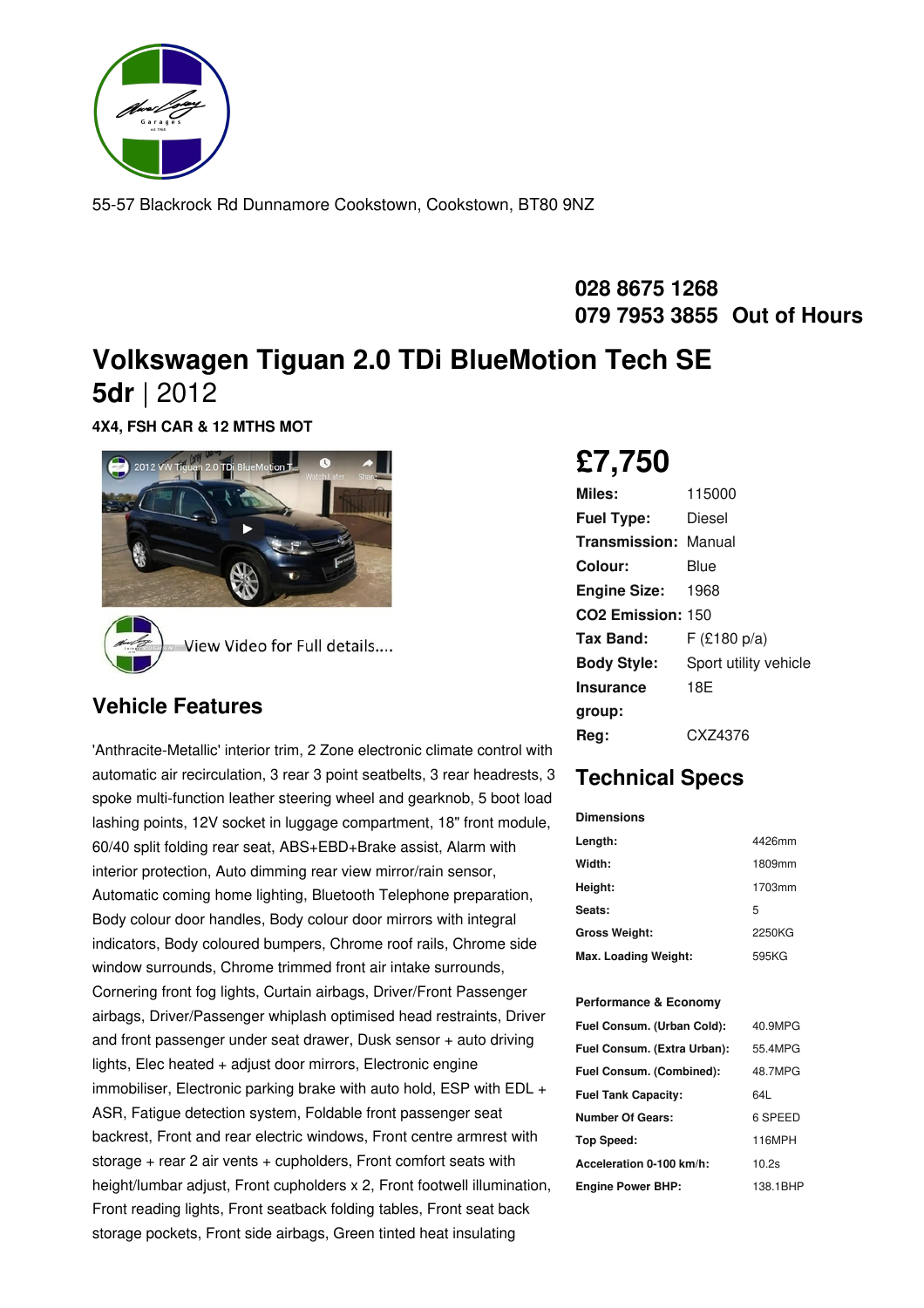55-57 Blackrock Rd Dunnamore Cookstown, Cookstown, BT80 9NZ

**028 8675 1268**
**079 7953 3855 Out of Hours**

# Volkswagen Tiguan 2.0 TDi BlueMotion Tech SE 5dr | 2012

**4X4, FSH CAR & 12 MTHS MOT**

View Video for Full details....

## £7,750

| | |
|---|---|
| **Miles:** | 115000 |
| **Fuel Type:** | Diesel |
| **Transmission:** | Manual |
| **Colour:** | Blue |
| **Engine Size:** | 1968 |
| **CO2 Emission:** | 150 |
| **Tax Band:** | F (£180 p/a) |
| **Body Style:** | Sport utility vehicle |
| **Insurance group:** | 18E |
| **Reg:** | CXZ4376 |

## Vehicle Features

'Anthracite-Metallic' interior trim, 2 Zone electronic climate control with automatic air recirculation, 3 rear 3 point seatbelts, 3 rear headrests, 3 spoke multi-function leather steering wheel and gearknob, 5 boot load lashing points, 12V socket in luggage compartment, 18" front module, 60/40 split folding rear seat, ABS+EBD+Brake assist, Alarm with interior protection, Auto dimming rear view mirror/rain sensor, Automatic coming home lighting, Bluetooth Telephone preparation, Body colour door handles, Body colour door mirrors with integral indicators, Body coloured bumpers, Chrome roof rails, Chrome side window surrounds, Chrome trimmed front air intake surrounds, Cornering front fog lights, Curtain airbags, Driver/Front Passenger airbags, Driver/Passenger whiplash optimised head restraints, Driver and front passenger under seat drawer, Dusk sensor + auto driving lights, Elec heated + adjust door mirrors, Electronic engine immobiliser, Electronic parking brake with auto hold, ESP with EDL + ASR, Fatigue detection system, Foldable front passenger seat backrest, Front and rear electric windows, Front centre armrest with storage + rear 2 air vents + cupholders, Front comfort seats with height/lumbar adjust, Front cupholders x 2, Front footwell illumination, Front reading lights, Front seatback folding tables, Front seat back storage pockets, Front side airbags, Green tinted heat insulating

## Technical Specs

**Dimensions**

| | |
|---|---|
| **Length:** | 4426mm |
| **Width:** | 1809mm |
| **Height:** | 1703mm |
| **Seats:** | 5 |
| **Gross Weight:** | 2250KG |
| **Max. Loading Weight:** | 595KG |

**Performance & Economy**

| | |
|---|---|
| **Fuel Consum. (Urban Cold):** | 40.9MPG |
| **Fuel Consum. (Extra Urban):** | 55.4MPG |
| **Fuel Consum. (Combined):** | 48.7MPG |
| **Fuel Tank Capacity:** | 64L |
| **Number Of Gears:** | 6 SPEED |
| **Top Speed:** | 116MPH |
| **Acceleration 0-100 km/h:** | 10.2s |
| **Engine Power BHP:** | 138.1BHP |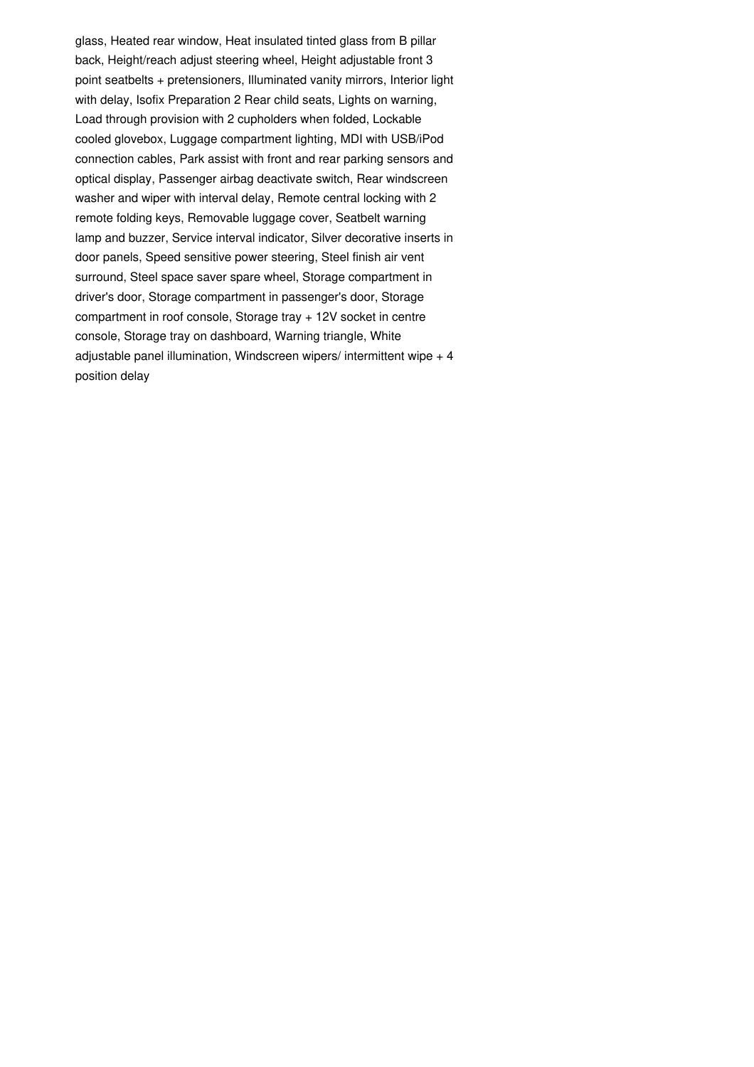glass, Heated rear window, Heat insulated tinted glass from B pillar back, Height/reach adjust steering wheel, Height adjustable front 3 point seatbelts + pretensioners, Illuminated vanity mirrors, Interior light with delay, Isofix Preparation 2 Rear child seats, Lights on warning, Load through provision with 2 cupholders when folded, Lockable cooled glovebox, Luggage compartment lighting, MDI with USB/iPod connection cables, Park assist with front and rear parking sensors and optical display, Passenger airbag deactivate switch, Rear windscreen washer and wiper with interval delay, Remote central locking with 2 remote folding keys, Removable luggage cover, Seatbelt warning lamp and buzzer, Service interval indicator, Silver decorative inserts in door panels, Speed sensitive power steering, Steel finish air vent surround, Steel space saver spare wheel, Storage compartment in driver's door, Storage compartment in passenger's door, Storage compartment in roof console, Storage tray + 12V socket in centre console, Storage tray on dashboard, Warning triangle, White adjustable panel illumination, Windscreen wipers/ intermittent wipe + 4 position delay